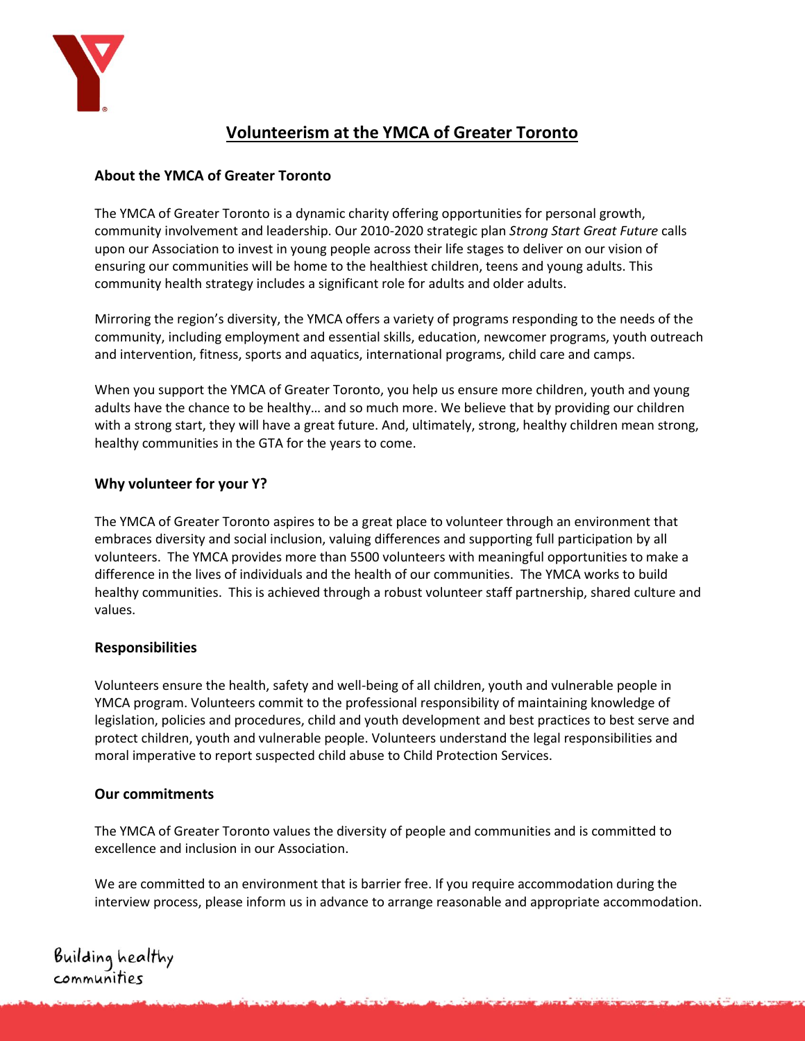# Volunteerism at the YMCA of Greater Toronto

## About the YMCA of Greater Toronto

The YMCA of Greater Toronto is a dynamic charity offering opportunities for personal growth, community involvement and leadership. Our 2010-2020 strategic plan *Strong Start Great Future* calls upon our Association to invest in young people across their life stages to deliver on our vision of ensuring our communities will be home to the healthiest children, teens and young adults. This community health strategy includes a significant role for adults and older adults.

Mirroring the region's diversity, the YMCA offers a variety of programs responding to the needs of the community, including employment and essential skills, education, newcomer programs, youth outreach and intervention, fitness, sports and aquatics, international programs, child care and camps.

When you support the YMCA of Greater Toronto, you help us ensure more children, youth and young adults have the chance to be healthy… and so much more. We believe that by providing our children with a strong start, they will have a great future. And, ultimately, strong, healthy children mean strong, healthy communities in the GTA for the years to come.

## Why volunteer for your Y?

The YMCA of Greater Toronto aspires to be a great place to volunteer through an environment that embraces diversity and social inclusion, valuing differences and supporting full participation by all volunteers. The YMCA provides more than 5500 volunteers with meaningful opportunities to make a difference in the lives of individuals and the health of our communities. The YMCA works to build healthy communities. This is achieved through a robust volunteer staff partnership, shared culture and values.

## Responsibilities

Volunteers ensure the health, safety and well-being of all children, youth and vulnerable people in YMCA program. Volunteers commit to the professional responsibility of maintaining knowledge of legislation, policies and procedures, child and youth development and best practices to best serve and protect children, youth and vulnerable people. Volunteers understand the legal responsibilities and moral imperative to report suspected child abuse to Child Protection Services.

## Our commitments

The YMCA of Greater Toronto values the diversity of people and communities and is committed to excellence and inclusion in our Association.

We are committed to an environment that is barrier free. If you require accommodation during the interview process, please inform us in advance to arrange reasonable and appropriate accommodation.

Building healthy communities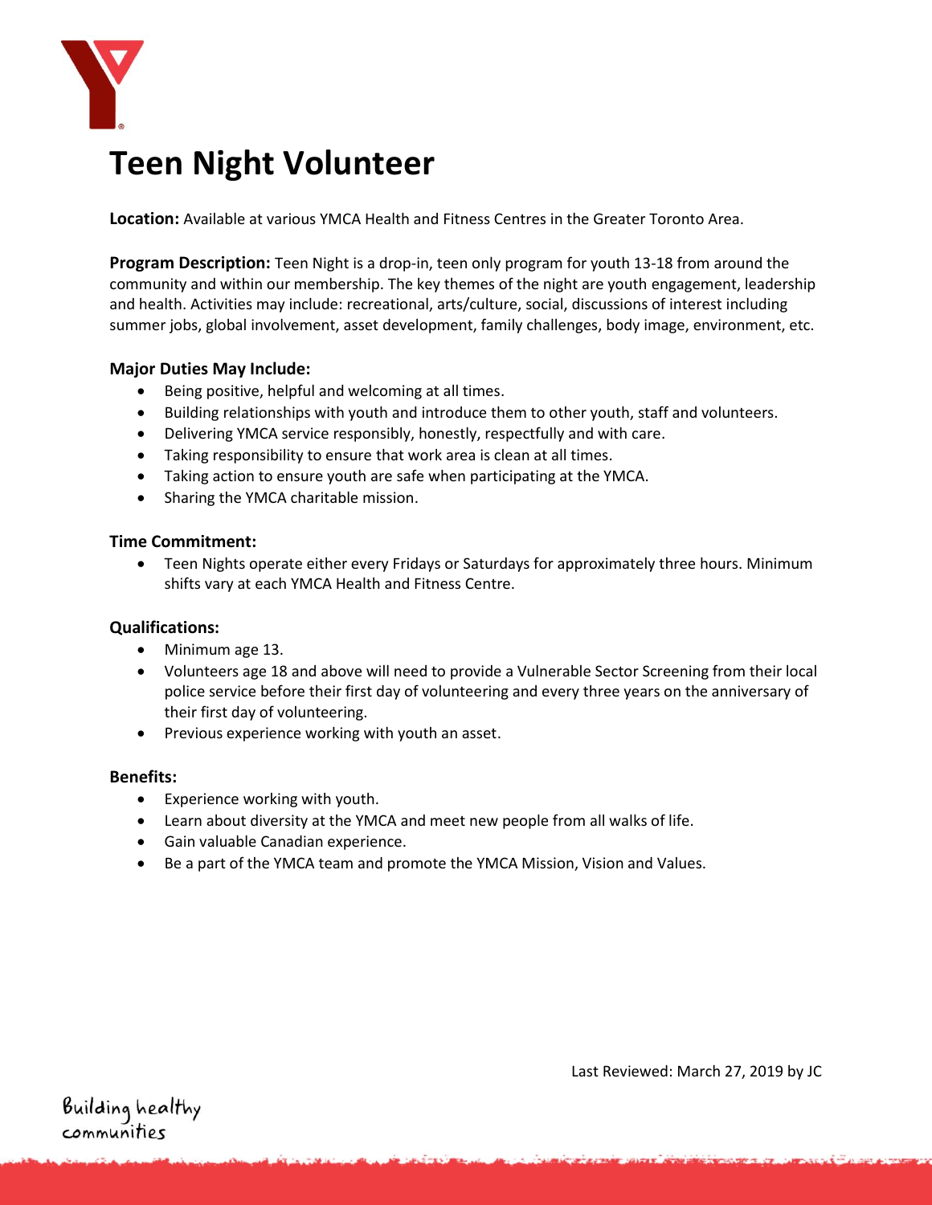# Teen Night Volunteer

**Location:** Available at various YMCA Health and Fitness Centres in the Greater Toronto Area.

**Program Description:** Teen Night is a drop-in, teen only program for youth 13-18 from around the community and within our membership. The key themes of the night are youth engagement, leadership and health. Activities may include: recreational, arts/culture, social, discussions of interest including summer jobs, global involvement, asset development, family challenges, body image, environment, etc.

### Major Duties May Include:

- Being positive, helpful and welcoming at all times.
- Building relationships with youth and introduce them to other youth, staff and volunteers.
- Delivering YMCA service responsibly, honestly, respectfully and with care.
- Taking responsibility to ensure that work area is clean at all times.
- Taking action to ensure youth are safe when participating at the YMCA.
- Sharing the YMCA charitable mission.

### Time Commitment:

- Teen Nights operate either every Fridays or Saturdays for approximately three hours. Minimum shifts vary at each YMCA Health and Fitness Centre.

### Qualifications:

- Minimum age 13.
- Volunteers age 18 and above will need to provide a Vulnerable Sector Screening from their local police service before their first day of volunteering and every three years on the anniversary of their first day of volunteering.
- Previous experience working with youth an asset.

### Benefits:

- Experience working with youth.
- Learn about diversity at the YMCA and meet new people from all walks of life.
- Gain valuable Canadian experience.
- Be a part of the YMCA team and promote the YMCA Mission, Vision and Values.

Last Reviewed: March 27, 2019 by JC

Building healthy communities